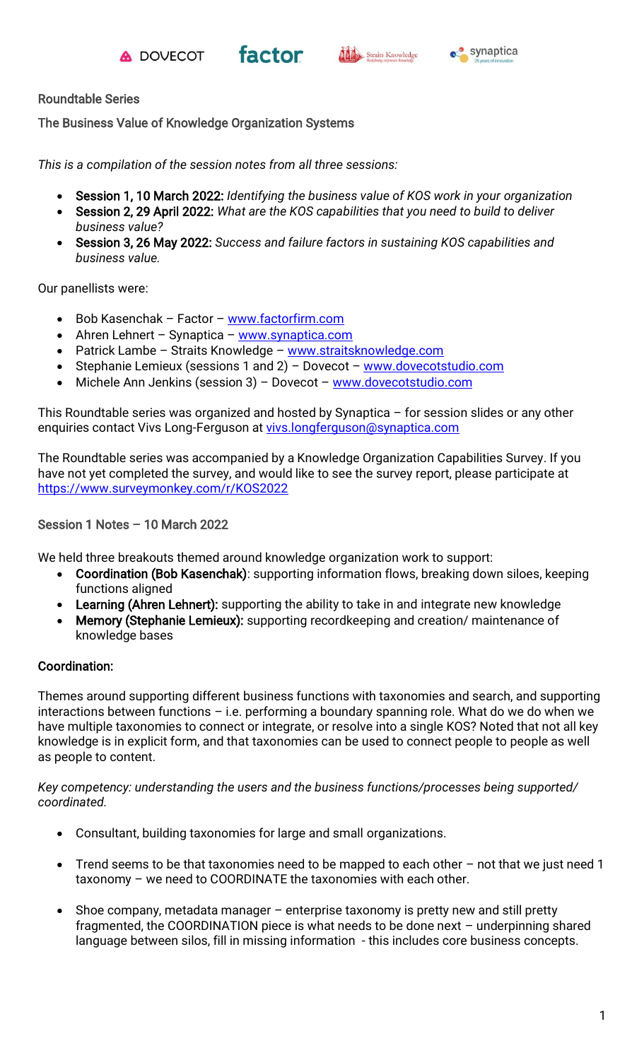Roundtable Series

The Business Value of Knowledge Organization Systems

*This is a compilation of the session notes from all three sessions:*

- Session 1, 10 March 2022: *Identifying the business value of KOS work in your organization*
- Session 2, 29 April 2022: *What are the KOS capabilities that you need to build to deliver business value?*
- Session 3, 26 May 2022: *Success and failure factors in sustaining KOS capabilities and business value.*

Our panellists were:

- Bob Kasenchak – Factor – www.factorfirm.com
- Ahren Lehnert – Synaptica – www.synaptica.com
- Patrick Lambe – Straits Knowledge – www.straitsknowledge.com
- Stephanie Lemieux (sessions 1 and 2) – Dovecot – www.dovecotstudio.com
- Michele Ann Jenkins (session 3) – Dovecot – www.dovecotstudio.com

This Roundtable series was organized and hosted by Synaptica – for session slides or any other enquiries contact Vivs Long-Ferguson at vivs.longferguson@synaptica.com

The Roundtable series was accompanied by a Knowledge Organization Capabilities Survey. If you have not yet completed the survey, and would like to see the survey report, please participate at https://www.surveymonkey.com/r/KOS2022

## Session 1 Notes – 10 March 2022

We held three breakouts themed around knowledge organization work to support:

- **Coordination (Bob Kasenchak)**: supporting information flows, breaking down siloes, keeping functions aligned
- **Learning (Ahren Lehnert):** supporting the ability to take in and integrate new knowledge
- **Memory (Stephanie Lemieux):** supporting recordkeeping and creation/ maintenance of knowledge bases

### Coordination:

Themes around supporting different business functions with taxonomies and search, and supporting interactions between functions – i.e. performing a boundary spanning role. What do we do when we have multiple taxonomies to connect or integrate, or resolve into a single KOS? Noted that not all key knowledge is in explicit form, and that taxonomies can be used to connect people to people as well as people to content.

*Key competency: understanding the users and the business functions/processes being supported/ coordinated.*

- Consultant, building taxonomies for large and small organizations.
- Trend seems to be that taxonomies need to be mapped to each other – not that we just need 1 taxonomy – we need to COORDINATE the taxonomies with each other.
- Shoe company, metadata manager – enterprise taxonomy is pretty new and still pretty fragmented, the COORDINATION piece is what needs to be done next – underpinning shared language between silos, fill in missing information - this includes core business concepts.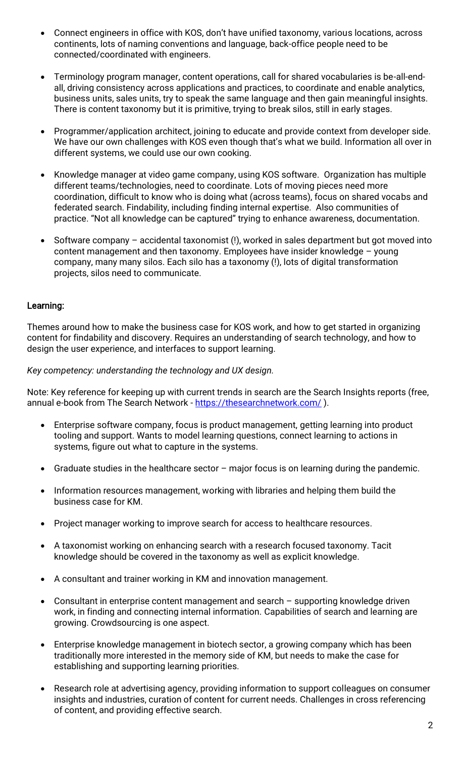- Connect engineers in office with KOS, don't have unified taxonomy, various locations, across continents, lots of naming conventions and language, back-office people need to be connected/coordinated with engineers.

- Terminology program manager, content operations, call for shared vocabularies is be-all-end-all, driving consistency across applications and practices, to coordinate and enable analytics, business units, sales units, try to speak the same language and then gain meaningful insights. There is content taxonomy but it is primitive, trying to break silos, still in early stages.

- Programmer/application architect, joining to educate and provide context from developer side. We have our own challenges with KOS even though that's what we build. Information all over in different systems, we could use our own cooking.

- Knowledge manager at video game company, using KOS software. Organization has multiple different teams/technologies, need to coordinate. Lots of moving pieces need more coordination, difficult to know who is doing what (across teams), focus on shared vocabs and federated search. Findability, including finding internal expertise. Also communities of practice. "Not all knowledge can be captured" trying to enhance awareness, documentation.

- Software company – accidental taxonomist (!), worked in sales department but got moved into content management and then taxonomy. Employees have insider knowledge – young company, many many silos. Each silo has a taxonomy (!), lots of digital transformation projects, silos need to communicate.

**Learning:**

Themes around how to make the business case for KOS work, and how to get started in organizing content for findability and discovery. Requires an understanding of search technology, and how to design the user experience, and interfaces to support learning.

*Key competency: understanding the technology and UX design.*

Note: Key reference for keeping up with current trends in search are the Search Insights reports (free, annual e-book from The Search Network - https://thesearchnetwork.com/ ).

- Enterprise software company, focus is product management, getting learning into product tooling and support. Wants to model learning questions, connect learning to actions in systems, figure out what to capture in the systems.

- Graduate studies in the healthcare sector – major focus is on learning during the pandemic.

- Information resources management, working with libraries and helping them build the business case for KM.

- Project manager working to improve search for access to healthcare resources.

- A taxonomist working on enhancing search with a research focused taxonomy. Tacit knowledge should be covered in the taxonomy as well as explicit knowledge.

- A consultant and trainer working in KM and innovation management.

- Consultant in enterprise content management and search – supporting knowledge driven work, in finding and connecting internal information. Capabilities of search and learning are growing. Crowdsourcing is one aspect.

- Enterprise knowledge management in biotech sector, a growing company which has been traditionally more interested in the memory side of KM, but needs to make the case for establishing and supporting learning priorities.

- Research role at advertising agency, providing information to support colleagues on consumer insights and industries, curation of content for current needs. Challenges in cross referencing of content, and providing effective search.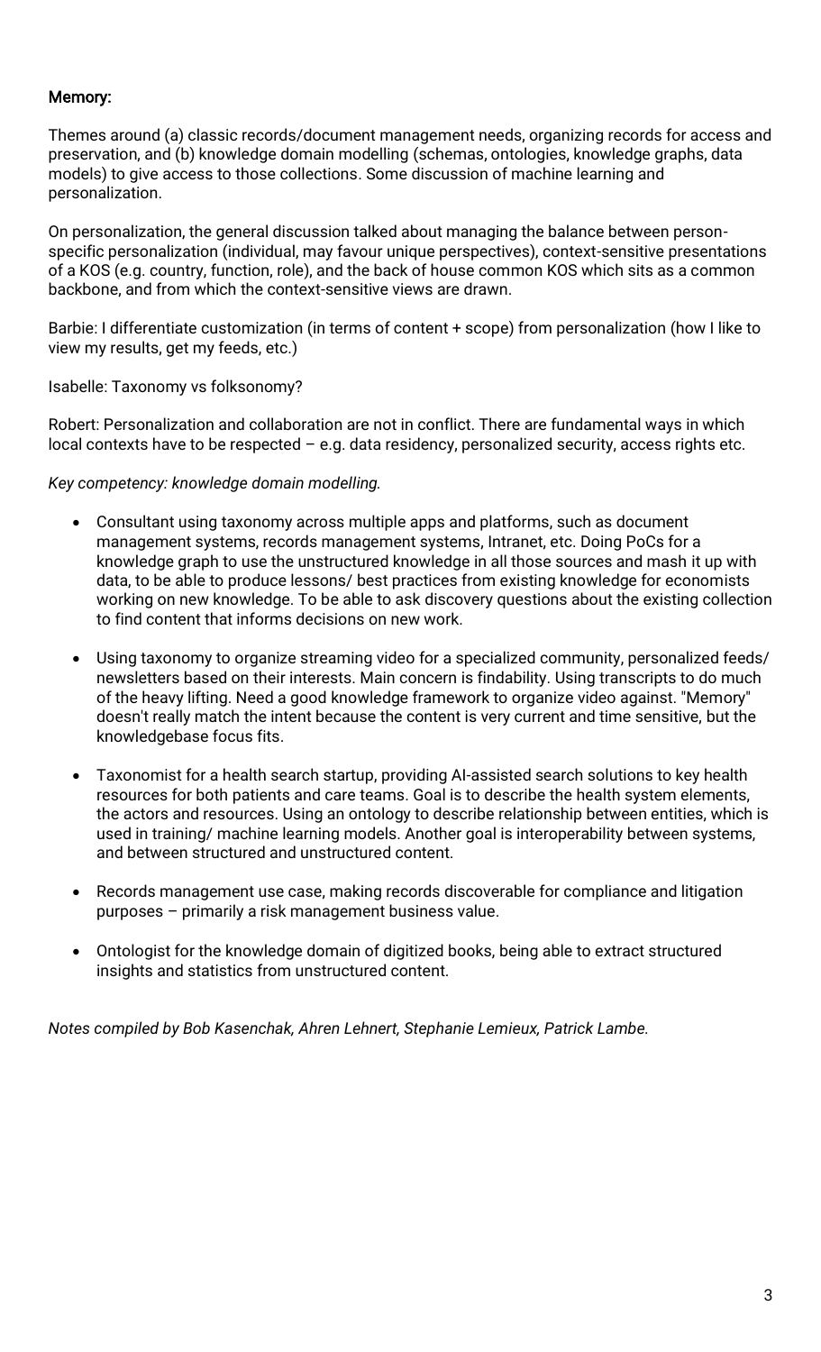**Memory:**

Themes around (a) classic records/document management needs, organizing records for access and preservation, and (b) knowledge domain modelling (schemas, ontologies, knowledge graphs, data models) to give access to those collections. Some discussion of machine learning and personalization.

On personalization, the general discussion talked about managing the balance between person-specific personalization (individual, may favour unique perspectives), context-sensitive presentations of a KOS (e.g. country, function, role), and the back of house common KOS which sits as a common backbone, and from which the context-sensitive views are drawn.

Barbie: I differentiate customization (in terms of content + scope) from personalization (how I like to view my results, get my feeds, etc.)

Isabelle: Taxonomy vs folksonomy?

Robert: Personalization and collaboration are not in conflict. There are fundamental ways in which local contexts have to be respected – e.g. data residency, personalized security, access rights etc.

*Key competency: knowledge domain modelling.*

- Consultant using taxonomy across multiple apps and platforms, such as document management systems, records management systems, Intranet, etc. Doing PoCs for a knowledge graph to use the unstructured knowledge in all those sources and mash it up with data, to be able to produce lessons/ best practices from existing knowledge for economists working on new knowledge. To be able to ask discovery questions about the existing collection to find content that informs decisions on new work.

- Using taxonomy to organize streaming video for a specialized community, personalized feeds/ newsletters based on their interests. Main concern is findability. Using transcripts to do much of the heavy lifting. Need a good knowledge framework to organize video against. "Memory" doesn't really match the intent because the content is very current and time sensitive, but the knowledgebase focus fits.

- Taxonomist for a health search startup, providing AI-assisted search solutions to key health resources for both patients and care teams. Goal is to describe the health system elements, the actors and resources. Using an ontology to describe relationship between entities, which is used in training/ machine learning models. Another goal is interoperability between systems, and between structured and unstructured content.

- Records management use case, making records discoverable for compliance and litigation purposes – primarily a risk management business value.

- Ontologist for the knowledge domain of digitized books, being able to extract structured insights and statistics from unstructured content.

*Notes compiled by Bob Kasenchak, Ahren Lehnert, Stephanie Lemieux, Patrick Lambe.*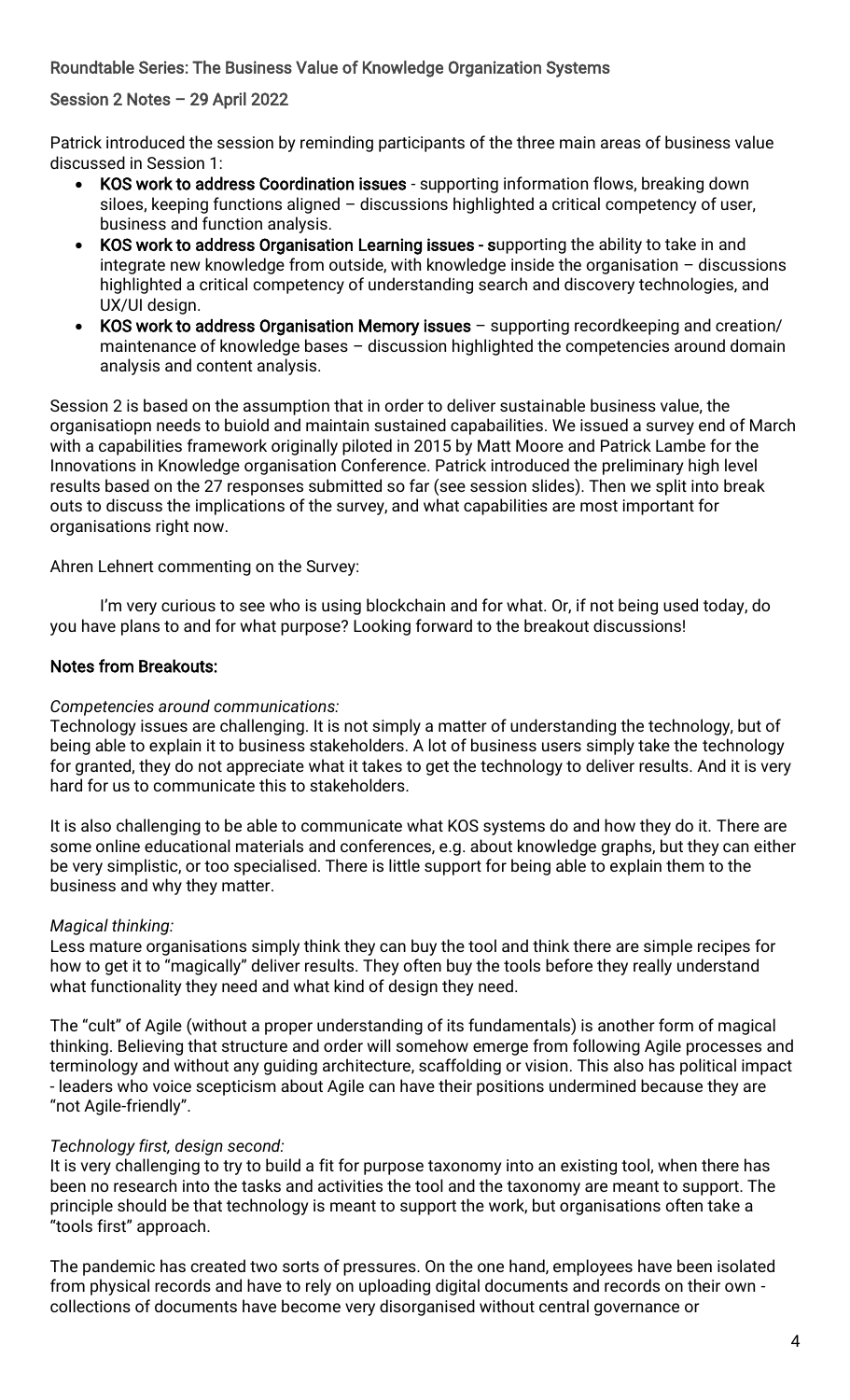Roundtable Series: The Business Value of Knowledge Organization Systems

Session 2 Notes – 29 April 2022

Patrick introduced the session by reminding participants of the three main areas of business value discussed in Session 1:

- **KOS work to address Coordination issues** - supporting information flows, breaking down siloes, keeping functions aligned – discussions highlighted a critical competency of user, business and function analysis.
- **KOS work to address Organisation Learning issues - s**upporting the ability to take in and integrate new knowledge from outside, with knowledge inside the organisation – discussions highlighted a critical competency of understanding search and discovery technologies, and UX/UI design.
- **KOS work to address Organisation Memory issues** – supporting recordkeeping and creation/ maintenance of knowledge bases – discussion highlighted the competencies around domain analysis and content analysis.

Session 2 is based on the assumption that in order to deliver sustainable business value, the organisatiopn needs to buiold and maintain sustained capabailities. We issued a survey end of March with a capabilities framework originally piloted in 2015 by Matt Moore and Patrick Lambe for the Innovations in Knowledge organisation Conference. Patrick introduced the preliminary high level results based on the 27 responses submitted so far (see session slides). Then we split into break outs to discuss the implications of the survey, and what capabilities are most important for organisations right now.

Ahren Lehnert commenting on the Survey:

> I'm very curious to see who is using blockchain and for what. Or, if not being used today, do you have plans to and for what purpose? Looking forward to the breakout discussions!

## Notes from Breakouts:

*Competencies around communications:*

Technology issues are challenging. It is not simply a matter of understanding the technology, but of being able to explain it to business stakeholders. A lot of business users simply take the technology for granted, they do not appreciate what it takes to get the technology to deliver results. And it is very hard for us to communicate this to stakeholders.

It is also challenging to be able to communicate what KOS systems do and how they do it. There are some online educational materials and conferences, e.g. about knowledge graphs, but they can either be very simplistic, or too specialised. There is little support for being able to explain them to the business and why they matter.

*Magical thinking:*

Less mature organisations simply think they can buy the tool and think there are simple recipes for how to get it to "magically" deliver results. They often buy the tools before they really understand what functionality they need and what kind of design they need.

The "cult" of Agile (without a proper understanding of its fundamentals) is another form of magical thinking. Believing that structure and order will somehow emerge from following Agile processes and terminology and without any guiding architecture, scaffolding or vision. This also has political impact - leaders who voice scepticism about Agile can have their positions undermined because they are "not Agile-friendly".

*Technology first, design second:*

It is very challenging to try to build a fit for purpose taxonomy into an existing tool, when there has been no research into the tasks and activities the tool and the taxonomy are meant to support. The principle should be that technology is meant to support the work, but organisations often take a "tools first" approach.

The pandemic has created two sorts of pressures. On the one hand, employees have been isolated from physical records and have to rely on uploading digital documents and records on their own - collections of documents have become very disorganised without central governance or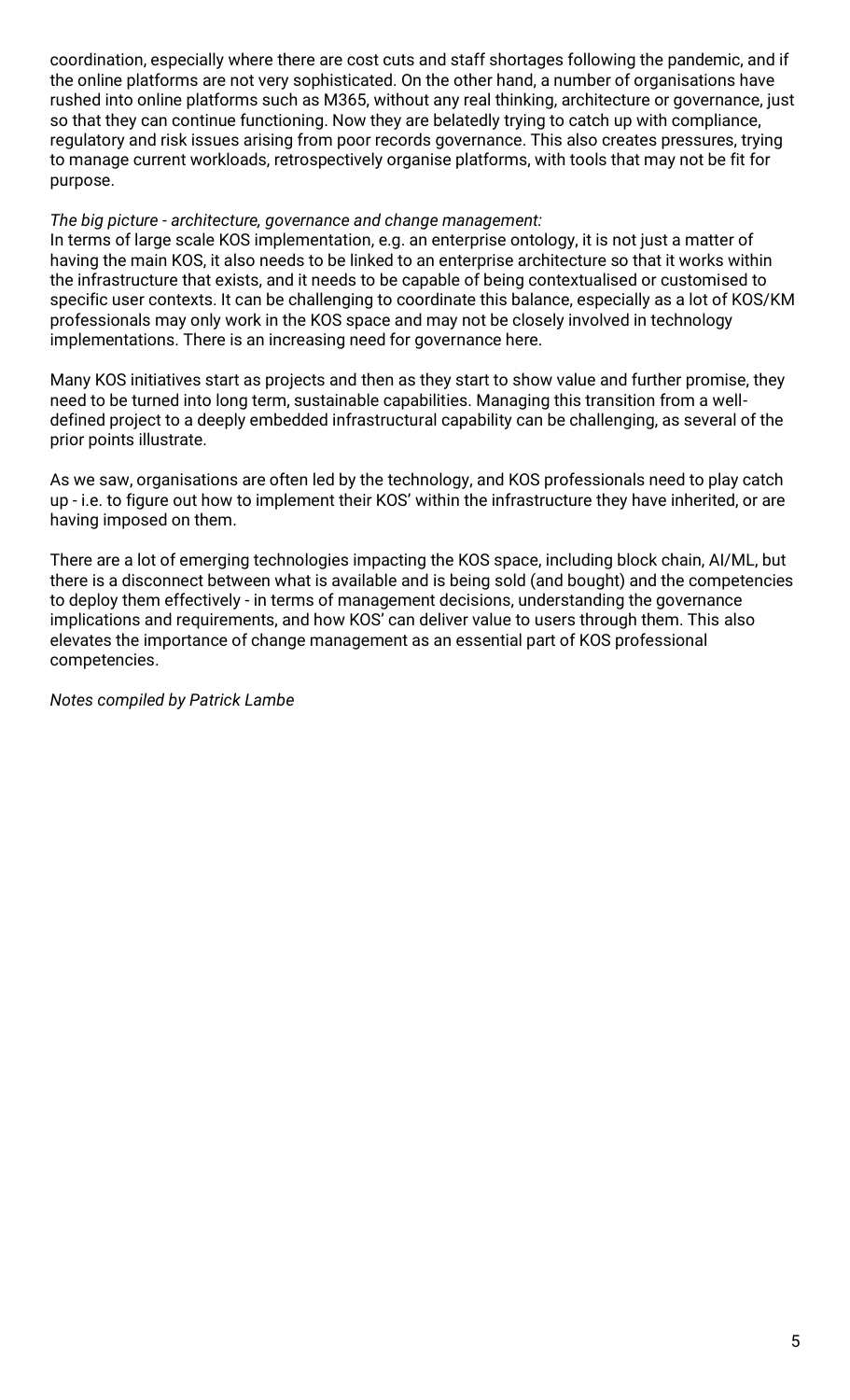coordination, especially where there are cost cuts and staff shortages following the pandemic, and if the online platforms are not very sophisticated. On the other hand, a number of organisations have rushed into online platforms such as M365, without any real thinking, architecture or governance, just so that they can continue functioning. Now they are belatedly trying to catch up with compliance, regulatory and risk issues arising from poor records governance. This also creates pressures, trying to manage current workloads, retrospectively organise platforms, with tools that may not be fit for purpose.

*The big picture - architecture, governance and change management:*

In terms of large scale KOS implementation, e.g. an enterprise ontology, it is not just a matter of having the main KOS, it also needs to be linked to an enterprise architecture so that it works within the infrastructure that exists, and it needs to be capable of being contextualised or customised to specific user contexts. It can be challenging to coordinate this balance, especially as a lot of KOS/KM professionals may only work in the KOS space and may not be closely involved in technology implementations. There is an increasing need for governance here.

Many KOS initiatives start as projects and then as they start to show value and further promise, they need to be turned into long term, sustainable capabilities. Managing this transition from a well-defined project to a deeply embedded infrastructural capability can be challenging, as several of the prior points illustrate.

As we saw, organisations are often led by the technology, and KOS professionals need to play catch up - i.e. to figure out how to implement their KOS' within the infrastructure they have inherited, or are having imposed on them.

There are a lot of emerging technologies impacting the KOS space, including block chain, AI/ML, but there is a disconnect between what is available and is being sold (and bought) and the competencies to deploy them effectively - in terms of management decisions, understanding the governance implications and requirements, and how KOS' can deliver value to users through them. This also elevates the importance of change management as an essential part of KOS professional competencies.

*Notes compiled by Patrick Lambe*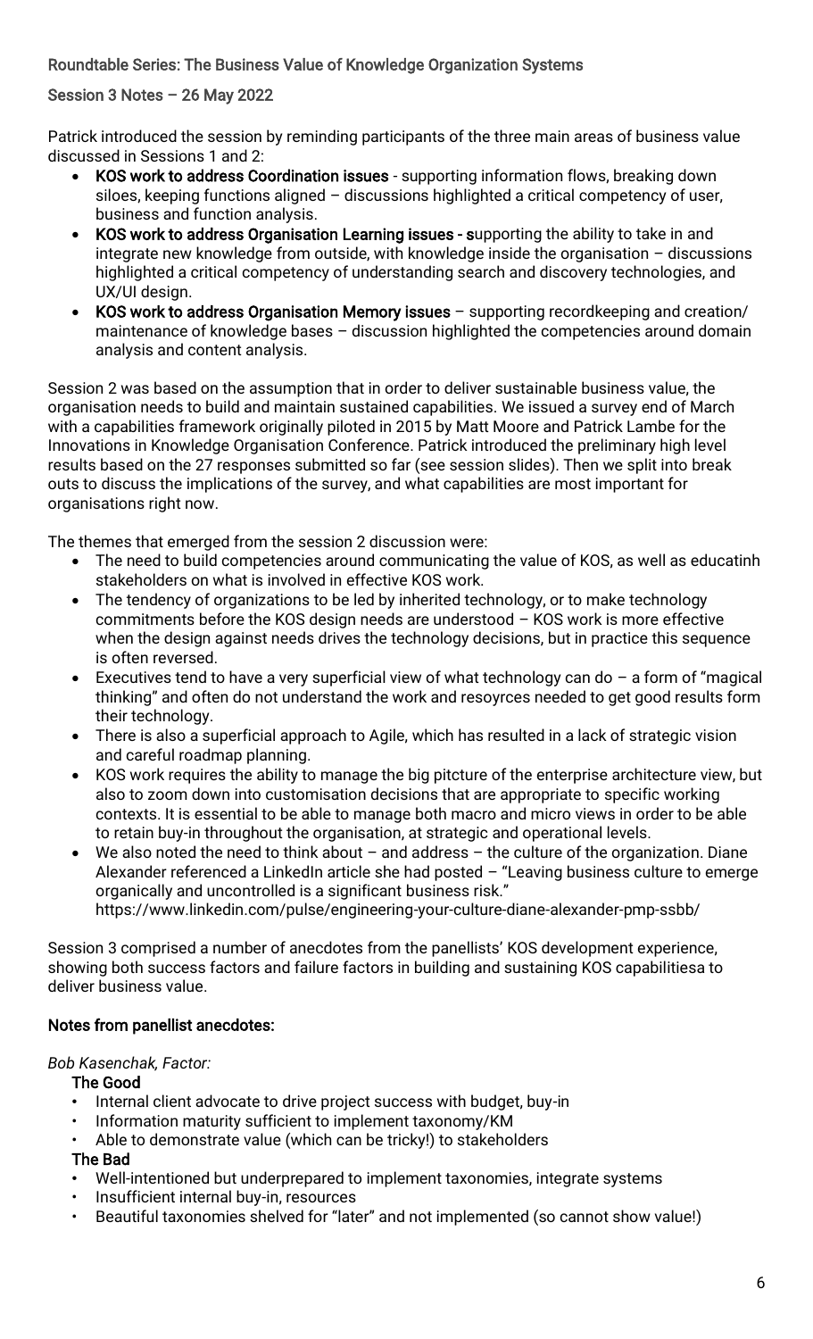Roundtable Series: The Business Value of Knowledge Organization Systems

Session 3 Notes – 26 May 2022

Patrick introduced the session by reminding participants of the three main areas of business value discussed in Sessions 1 and 2:

- **KOS work to address Coordination issues** - supporting information flows, breaking down siloes, keeping functions aligned – discussions highlighted a critical competency of user, business and function analysis.
- **KOS work to address Organisation Learning issues - s**upporting the ability to take in and integrate new knowledge from outside, with knowledge inside the organisation – discussions highlighted a critical competency of understanding search and discovery technologies, and UX/UI design.
- **KOS work to address Organisation Memory issues** – supporting recordkeeping and creation/ maintenance of knowledge bases – discussion highlighted the competencies around domain analysis and content analysis.

Session 2 was based on the assumption that in order to deliver sustainable business value, the organisation needs to build and maintain sustained capabilities. We issued a survey end of March with a capabilities framework originally piloted in 2015 by Matt Moore and Patrick Lambe for the Innovations in Knowledge Organisation Conference. Patrick introduced the preliminary high level results based on the 27 responses submitted so far (see session slides). Then we split into break outs to discuss the implications of the survey, and what capabilities are most important for organisations right now.

The themes that emerged from the session 2 discussion were:

- The need to build competencies around communicating the value of KOS, as well as educatinh stakeholders on what is involved in effective KOS work.
- The tendency of organizations to be led by inherited technology, or to make technology commitments before the KOS design needs are understood – KOS work is more effective when the design against needs drives the technology decisions, but in practice this sequence is often reversed.
- Executives tend to have a very superficial view of what technology can do – a form of "magical thinking" and often do not understand the work and resoyrces needed to get good results form their technology.
- There is also a superficial approach to Agile, which has resulted in a lack of strategic vision and careful roadmap planning.
- KOS work requires the ability to manage the big pitcture of the enterprise architecture view, but also to zoom down into customisation decisions that are appropriate to specific working contexts. It is essential to be able to manage both macro and micro views in order to be able to retain buy-in throughout the organisation, at strategic and operational levels.
- We also noted the need to think about – and address – the culture of the organization. Diane Alexander referenced a LinkedIn article she had posted – "Leaving business culture to emerge organically and uncontrolled is a significant business risk." https://www.linkedin.com/pulse/engineering-your-culture-diane-alexander-pmp-ssbb/

Session 3 comprised a number of anecdotes from the panellists' KOS development experience, showing both success factors and failure factors in building and sustaining KOS capabilitiesa to deliver business value.

**Notes from panellist anecdotes:**

*Bob Kasenchak, Factor:*

**The Good**

- Internal client advocate to drive project success with budget, buy-in
- Information maturity sufficient to implement taxonomy/KM
- Able to demonstrate value (which can be tricky!) to stakeholders

**The Bad**

- Well-intentioned but underprepared to implement taxonomies, integrate systems
- Insufficient internal buy-in, resources
- Beautiful taxonomies shelved for "later" and not implemented (so cannot show value!)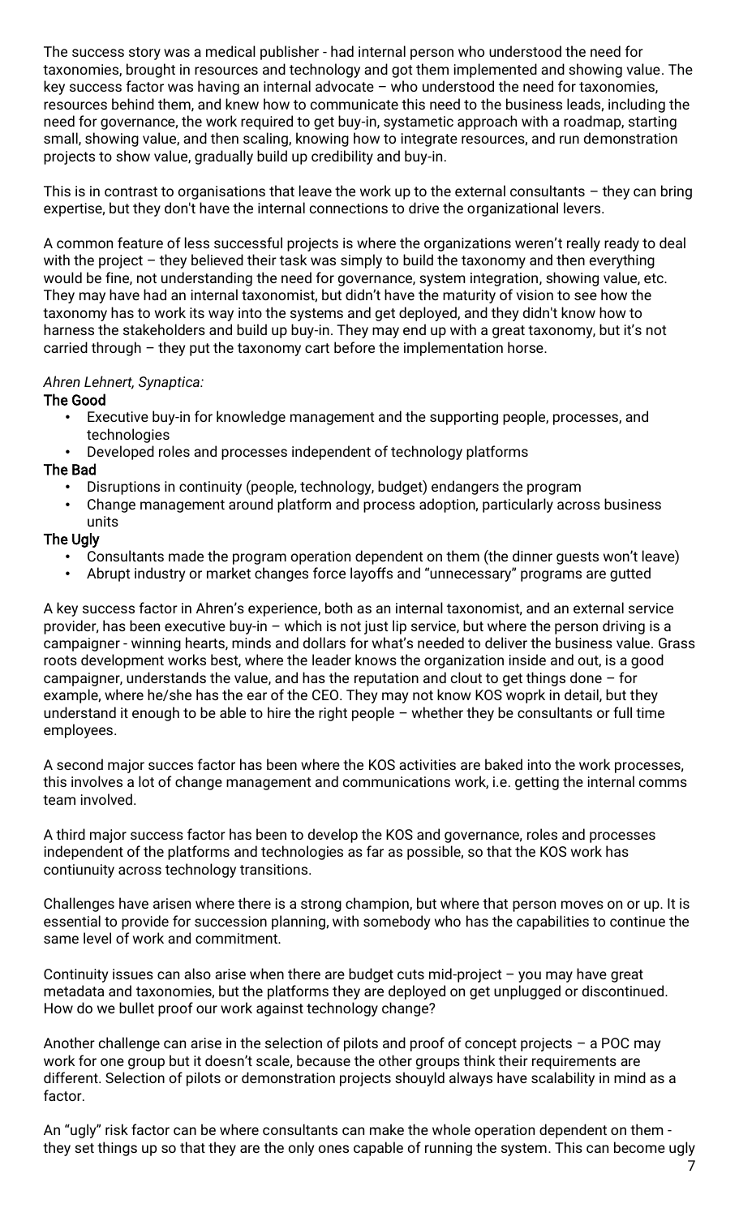The success story was a medical publisher - had internal person who understood the need for taxonomies, brought in resources and technology and got them implemented and showing value. The key success factor was having an internal advocate – who understood the need for taxonomies, resources behind them, and knew how to communicate this need to the business leads, including the need for governance, the work required to get buy-in, systematic approach with a roadmap, starting small, showing value, and then scaling, knowing how to integrate resources, and run demonstration projects to show value, gradually build up credibility and buy-in.

This is in contrast to organisations that leave the work up to the external consultants – they can bring expertise, but they don't have the internal connections to drive the organizational levers.

A common feature of less successful projects is where the organizations weren't really ready to deal with the project – they believed their task was simply to build the taxonomy and then everything would be fine, not understanding the need for governance, system integration, showing value, etc. They may have had an internal taxonomist, but didn't have the maturity of vision to see how the taxonomy has to work its way into the systems and get deployed, and they didn't know how to harness the stakeholders and build up buy-in. They may end up with a great taxonomy, but it's not carried through – they put the taxonomy cart before the implementation horse.

*Ahren Lehnert, Synaptica:*

**The Good**

- Executive buy-in for knowledge management and the supporting people, processes, and technologies
- Developed roles and processes independent of technology platforms

**The Bad**

- Disruptions in continuity (people, technology, budget) endangers the program
- Change management around platform and process adoption, particularly across business units

**The Ugly**

- Consultants made the program operation dependent on them (the dinner guests won't leave)
- Abrupt industry or market changes force layoffs and "unnecessary" programs are gutted

A key success factor in Ahren's experience, both as an internal taxonomist, and an external service provider, has been executive buy-in – which is not just lip service, but where the person driving is a campaigner - winning hearts, minds and dollars for what's needed to deliver the business value. Grass roots development works best, where the leader knows the organization inside and out, is a good campaigner, understands the value, and has the reputation and clout to get things done – for example, where he/she has the ear of the CEO. They may not know KOS woprk in detail, but they understand it enough to be able to hire the right people – whether they be consultants or full time employees.

A second major succes factor has been where the KOS activities are baked into the work processes, this involves a lot of change management and communications work, i.e. getting the internal comms team involved.

A third major success factor has been to develop the KOS and governance, roles and processes independent of the platforms and technologies as far as possible, so that the KOS work has contiunuity across technology transitions.

Challenges have arisen where there is a strong champion, but where that person moves on or up. It is essential to provide for succession planning, with somebody who has the capabilities to continue the same level of work and commitment.

Continuity issues can also arise when there are budget cuts mid-project – you may have great metadata and taxonomies, but the platforms they are deployed on get unplugged or discontinued. How do we bullet proof our work against technology change?

Another challenge can arise in the selection of pilots and proof of concept projects – a POC may work for one group but it doesn't scale, because the other groups think their requirements are different. Selection of pilots or demonstration projects shouyld always have scalability in mind as a factor.

An "ugly" risk factor can be where consultants can make the whole operation dependent on them - they set things up so that they are the only ones capable of running the system. This can become ugly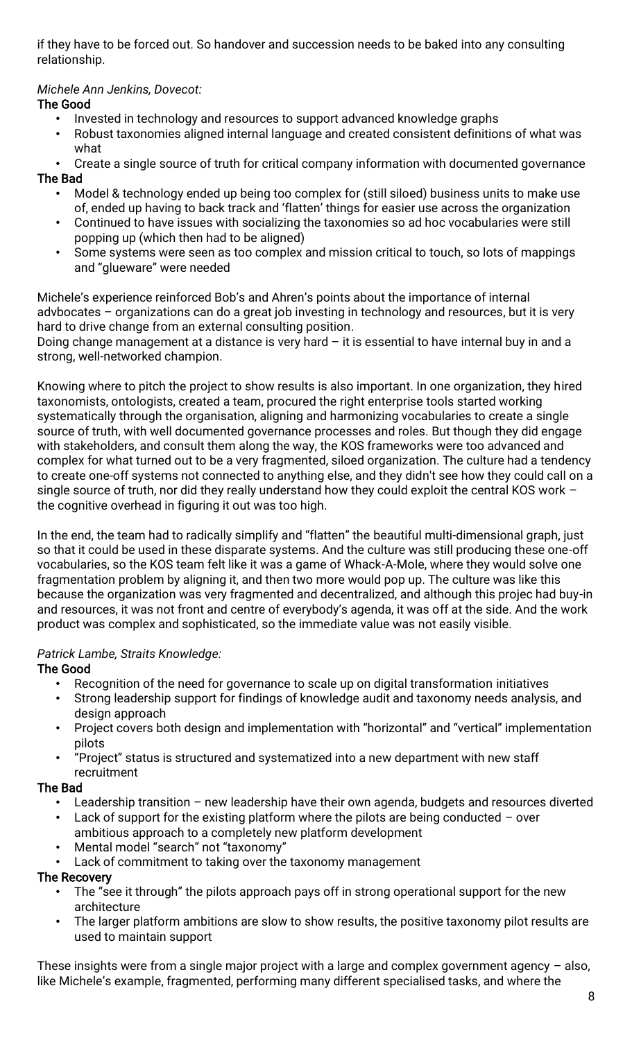if they have to be forced out. So handover and succession needs to be baked into any consulting relationship.

*Michele Ann Jenkins, Dovecot:*

**The Good**

- Invested in technology and resources to support advanced knowledge graphs
- Robust taxonomies aligned internal language and created consistent definitions of what was what
- Create a single source of truth for critical company information with documented governance

**The Bad**

- Model & technology ended up being too complex for (still siloed) business units to make use of, ended up having to back track and 'flatten' things for easier use across the organization
- Continued to have issues with socializing the taxonomies so ad hoc vocabularies were still popping up (which then had to be aligned)
- Some systems were seen as too complex and mission critical to touch, so lots of mappings and "glueware" were needed

Michele's experience reinforced Bob's and Ahren's points about the importance of internal advbocates – organizations can do a great job investing in technology and resources, but it is very hard to drive change from an external consulting position.
Doing change management at a distance is very hard – it is essential to have internal buy in and a strong, well-networked champion.

Knowing where to pitch the project to show results is also important. In one organization, they hired taxonomists, ontologists, created a team, procured the right enterprise tools started working systematically through the organisation, aligning and harmonizing vocabularies to create a single source of truth, with well documented governance processes and roles. But though they did engage with stakeholders, and consult them along the way, the KOS frameworks were too advanced and complex for what turned out to be a very fragmented, siloed organization. The culture had a tendency to create one-off systems not connected to anything else, and they didn't see how they could call on a single source of truth, nor did they really understand how they could exploit the central KOS work – the cognitive overhead in figuring it out was too high.

In the end, the team had to radically simplify and "flatten" the beautiful multi-dimensional graph, just so that it could be used in these disparate systems. And the culture was still producing these one-off vocabularies, so the KOS team felt like it was a game of Whack-A-Mole, where they would solve one fragmentation problem by aligning it, and then two more would pop up. The culture was like this because the organization was very fragmented and decentralized, and although this projec had buy-in and resources, it was not front and centre of everybody's agenda, it was off at the side. And the work product was complex and sophisticated, so the immediate value was not easily visible.

*Patrick Lambe, Straits Knowledge:*

**The Good**

- Recognition of the need for governance to scale up on digital transformation initiatives
- Strong leadership support for findings of knowledge audit and taxonomy needs analysis, and design approach
- Project covers both design and implementation with "horizontal" and "vertical" implementation pilots
- "Project" status is structured and systematized into a new department with new staff recruitment

**The Bad**

- Leadership transition – new leadership have their own agenda, budgets and resources diverted
- Lack of support for the existing platform where the pilots are being conducted – over ambitious approach to a completely new platform development
- Mental model "search" not "taxonomy"
- Lack of commitment to taking over the taxonomy management

**The Recovery**

- The "see it through" the pilots approach pays off in strong operational support for the new architecture
- The larger platform ambitions are slow to show results, the positive taxonomy pilot results are used to maintain support

These insights were from a single major project with a large and complex government agency – also, like Michele's example, fragmented, performing many different specialised tasks, and where the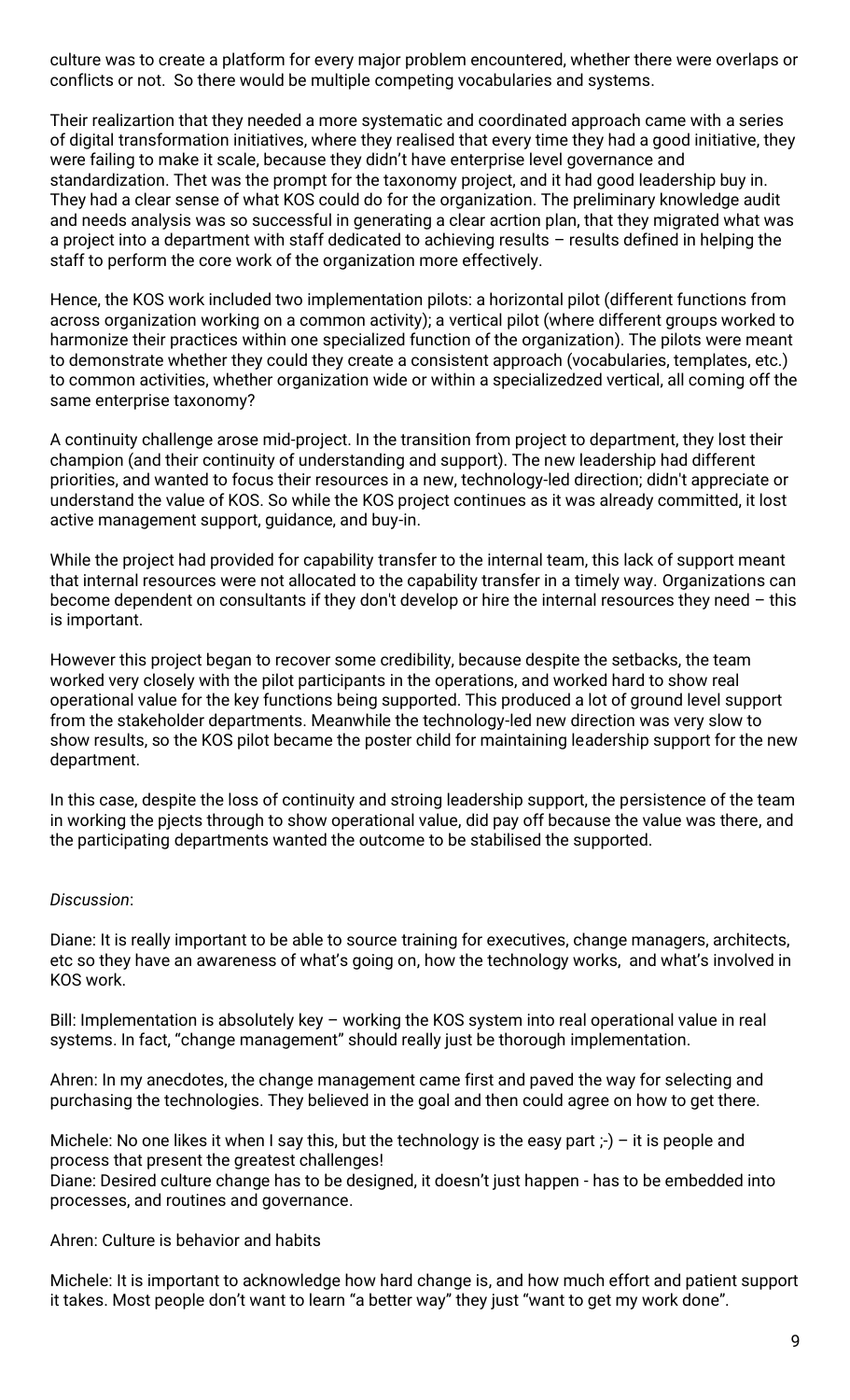culture was to create a platform for every major problem encountered, whether there were overlaps or conflicts or not. So there would be multiple competing vocabularies and systems.

Their realizartion that they needed a more systematic and coordinated approach came with a series of digital transformation initiatives, where they realised that every time they had a good initiative, they were failing to make it scale, because they didn't have enterprise level governance and standardization. Thet was the prompt for the taxonomy project, and it had good leadership buy in. They had a clear sense of what KOS could do for the organization. The preliminary knowledge audit and needs analysis was so successful in generating a clear acrtion plan, that they migrated what was a project into a department with staff dedicated to achieving results – results defined in helping the staff to perform the core work of the organization more effectively.

Hence, the KOS work included two implementation pilots: a horizontal pilot (different functions from across organization working on a common activity); a vertical pilot (where different groups worked to harmonize their practices within one specialized function of the organization). The pilots were meant to demonstrate whether they could they create a consistent approach (vocabularies, templates, etc.) to common activities, whether organization wide or within a specializedzed vertical, all coming off the same enterprise taxonomy?

A continuity challenge arose mid-project. In the transition from project to department, they lost their champion (and their continuity of understanding and support). The new leadership had different priorities, and wanted to focus their resources in a new, technology-led direction; didn't appreciate or understand the value of KOS. So while the KOS project continues as it was already committed, it lost active management support, guidance, and buy-in.

While the project had provided for capability transfer to the internal team, this lack of support meant that internal resources were not allocated to the capability transfer in a timely way. Organizations can become dependent on consultants if they don't develop or hire the internal resources they need – this is important.

However this project began to recover some credibility, because despite the setbacks, the team worked very closely with the pilot participants in the operations, and worked hard to show real operational value for the key functions being supported. This produced a lot of ground level support from the stakeholder departments. Meanwhile the technology-led new direction was very slow to show results, so the KOS pilot became the poster child for maintaining leadership support for the new department.

In this case, despite the loss of continuity and stroing leadership support, the persistence of the team in working the pjects through to show operational value, did pay off because the value was there, and the participating departments wanted the outcome to be stabilised the supported.

*Discussion*:

Diane: It is really important to be able to source training for executives, change managers, architects, etc so they have an awareness of what's going on, how the technology works, and what's involved in KOS work.

Bill: Implementation is absolutely key – working the KOS system into real operational value in real systems. In fact, "change management" should really just be thorough implementation.

Ahren: In my anecdotes, the change management came first and paved the way for selecting and purchasing the technologies. They believed in the goal and then could agree on how to get there.

Michele: No one likes it when I say this, but the technology is the easy part ;-) – it is people and process that present the greatest challenges!
Diane: Desired culture change has to be designed, it doesn't just happen - has to be embedded into processes, and routines and governance.

Ahren: Culture is behavior and habits

Michele: It is important to acknowledge how hard change is, and how much effort and patient support it takes. Most people don't want to learn "a better way" they just "want to get my work done".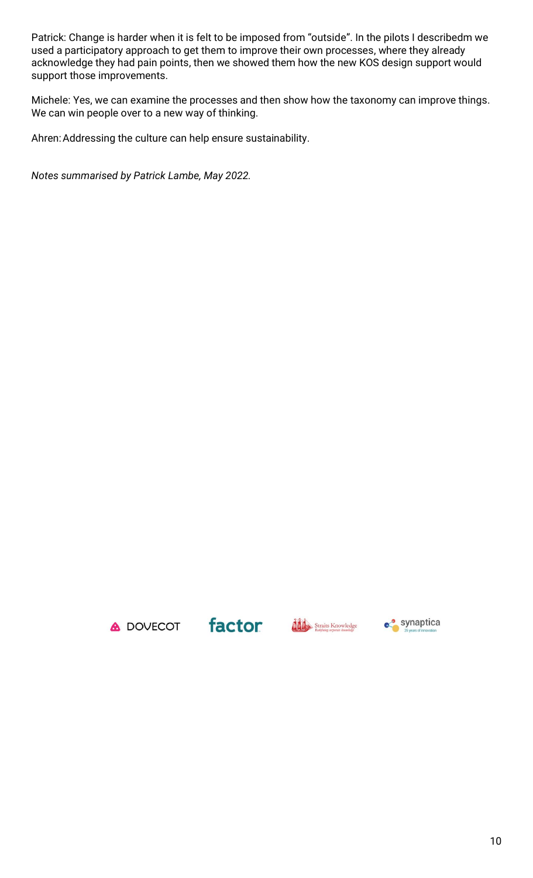Patrick: Change is harder when it is felt to be imposed from “outside”. In the pilots I describedm we used a participatory approach to get them to improve their own processes, where they already acknowledge they had pain points, then we showed them how the new KOS design support would support those improvements.

Michele: Yes, we can examine the processes and then show how the taxonomy can improve things. We can win people over to a new way of thinking.

Ahren: Addressing the culture can help ensure sustainability.

*Notes summarised by Patrick Lambe, May 2022.*

DOVECOT factor Straits Knowledge synaptica